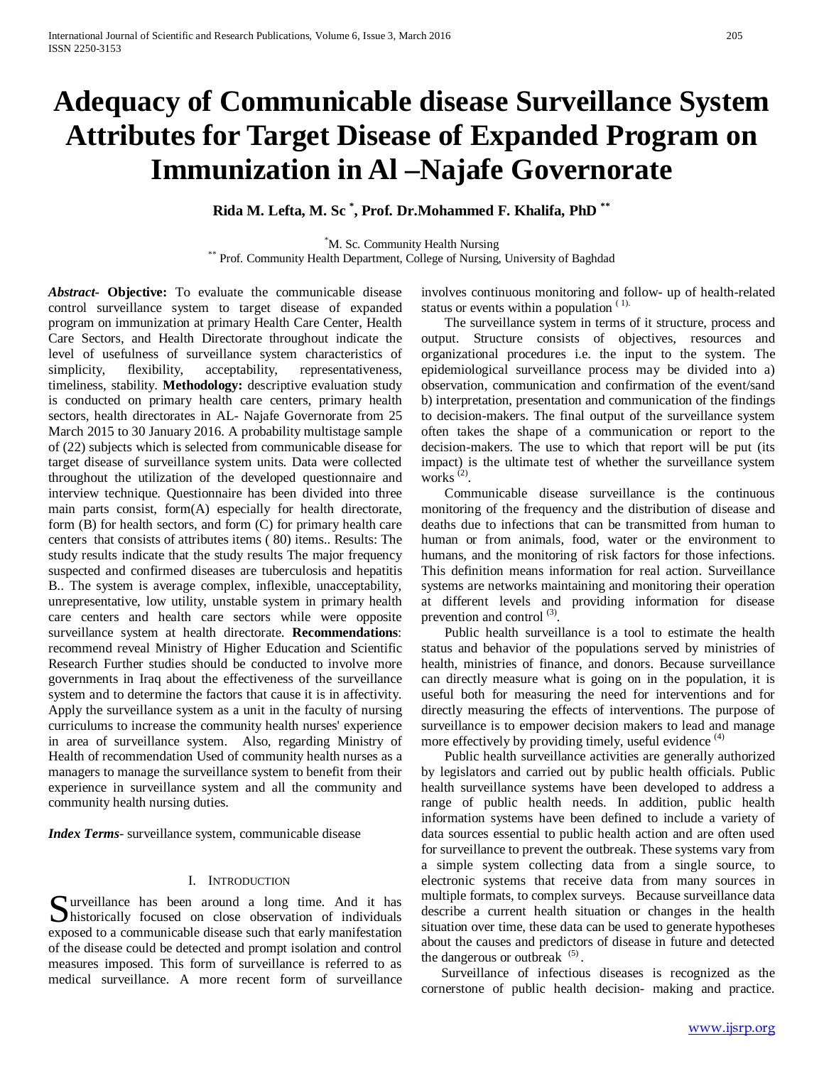# Adequacy of Communicable disease Surveillance System Attributes for Target Disease of Expanded Program on Immunization in Al –Najafe Governorate

**Rida M. Lefta, M. Sc [*], Prof. Dr.Mohammed F. Khalifa, PhD [**]**

[*] M. Sc. Community Health Nursing
[**] Prof. Community Health Department, College of Nursing, University of Baghdad

***Abstract*- Objective:** To evaluate the communicable disease control surveillance system to target disease of expanded program on immunization at primary Health Care Center, Health Care Sectors, and Health Directorate throughout indicate the level of usefulness of surveillance system characteristics of simplicity, flexibility, acceptability, representativeness, timeliness, stability. **Methodology:** descriptive evaluation study is conducted on primary health care centers, primary health sectors, health directorates in AL- Najafe Governorate from 25 March 2015 to 30 January 2016. A probability multistage sample of (22) subjects which is selected from communicable disease for target disease of surveillance system units. Data were collected throughout the utilization of the developed questionnaire and interview technique. Questionnaire has been divided into three main parts consist, form(A) especially for health directorate, form (B) for health sectors, and form (C) for primary health care centers that consists of attributes items ( 80) items.. Results: The study results indicate that the study results The major frequency suspected and confirmed diseases are tuberculosis and hepatitis B.. The system is average complex, inflexible, unacceptability, unrepresentative, low utility, unstable system in primary health care centers and health care sectors while were opposite surveillance system at health directorate. **Recommendations**: recommend reveal Ministry of Higher Education and Scientific Research Further studies should be conducted to involve more governments in Iraq about the effectiveness of the surveillance system and to determine the factors that cause it is in affectivity. Apply the surveillance system as a unit in the faculty of nursing curriculums to increase the community health nurses' experience in area of surveillance system. Also, regarding Ministry of Health of recommendation Used of community health nurses as a managers to manage the surveillance system to benefit from their experience in surveillance system and all the community and community health nursing duties.

***Index Terms*-** surveillance system, communicable disease

## I. Introduction

Surveillance has been around a long time. And it has historically focused on close observation of individuals exposed to a communicable disease such that early manifestation of the disease could be detected and prompt isolation and control measures imposed. This form of surveillance is referred to as medical surveillance. A more recent form of surveillance involves continuous monitoring and follow- up of health-related status or events within a population [1].

The surveillance system in terms of it structure, process and output. Structure consists of objectives, resources and organizational procedures i.e. the input to the system. The epidemiological surveillance process may be divided into a) observation, communication and confirmation of the event/sand b) interpretation, presentation and communication of the findings to decision-makers. The final output of the surveillance system often takes the shape of a communication or report to the decision-makers. The use to which that report will be put (its impact) is the ultimate test of whether the surveillance system works [2].

Communicable disease surveillance is the continuous monitoring of the frequency and the distribution of disease and deaths due to infections that can be transmitted from human to human or from animals, food, water or the environment to humans, and the monitoring of risk factors for those infections. This definition means information for real action. Surveillance systems are networks maintaining and monitoring their operation at different levels and providing information for disease prevention and control [3].

Public health surveillance is a tool to estimate the health status and behavior of the populations served by ministries of health, ministries of finance, and donors. Because surveillance can directly measure what is going on in the population, it is useful both for measuring the need for interventions and for directly measuring the effects of interventions. The purpose of surveillance is to empower decision makers to lead and manage more effectively by providing timely, useful evidence [4]

Public health surveillance activities are generally authorized by legislators and carried out by public health officials. Public health surveillance systems have been developed to address a range of public health needs. In addition, public health information systems have been defined to include a variety of data sources essential to public health action and are often used for surveillance to prevent the outbreak. These systems vary from a simple system collecting data from a single source, to electronic systems that receive data from many sources in multiple formats, to complex surveys. Because surveillance data describe a current health situation or changes in the health situation over time, these data can be used to generate hypotheses about the causes and predictors of disease in future and detected the dangerous or outbreak [5].

Surveillance of infectious diseases is recognized as the cornerstone of public health decision- making and practice.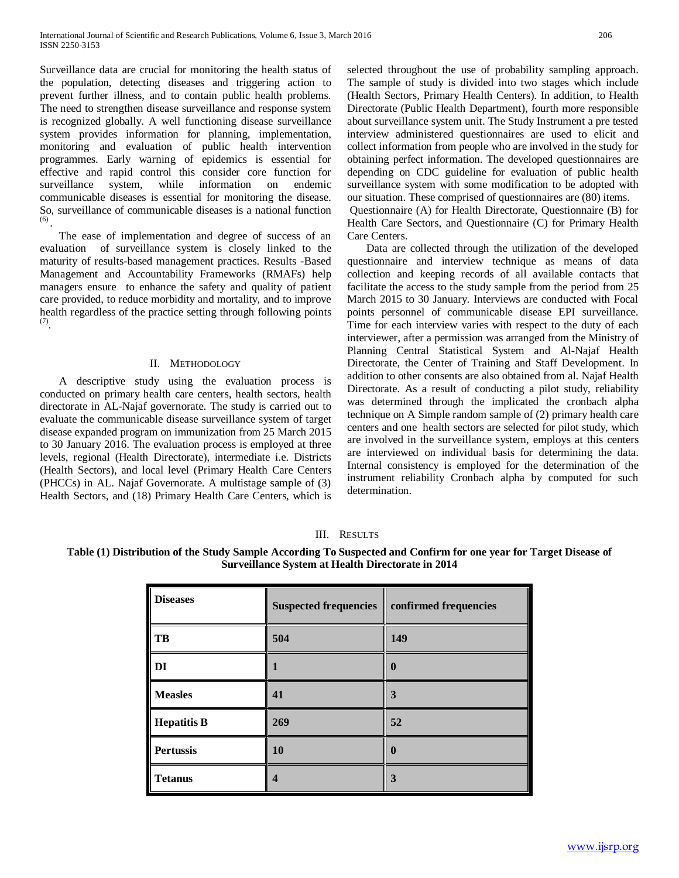Surveillance data are crucial for monitoring the health status of the population, detecting diseases and triggering action to prevent further illness, and to contain public health problems. The need to strengthen disease surveillance and response system is recognized globally. A well functioning disease surveillance system provides information for planning, implementation, monitoring and evaluation of public health intervention programmes. Early warning of epidemics is essential for effective and rapid control this consider core function for surveillance system, while information on endemic communicable diseases is essential for monitoring the disease. So, surveillance of communicable diseases is a national function [(6)].

The ease of implementation and degree of success of an evaluation of surveillance system is closely linked to the maturity of results-based management practices. Results -Based Management and Accountability Frameworks (RMAFs) help managers ensure to enhance the safety and quality of patient care provided, to reduce morbidity and mortality, and to improve health regardless of the practice setting through following points [(7)].

## II. Methodology

A descriptive study using the evaluation process is conducted on primary health care centers, health sectors, health directorate in AL-Najaf governorate. The study is carried out to evaluate the communicable disease surveillance system of target disease expanded program on immunization from 25 March 2015 to 30 January 2016. The evaluation process is employed at three levels, regional (Health Directorate), intermediate i.e. Districts (Health Sectors), and local level (Primary Health Care Centers (PHCCs) in AL. Najaf Governorate. A multistage sample of (3) Health Sectors, and (18) Primary Health Care Centers, which is selected throughout the use of probability sampling approach. The sample of study is divided into two stages which include (Health Sectors, Primary Health Centers). In addition, to Health Directorate (Public Health Department), fourth more responsible about surveillance system unit. The Study Instrument a pre tested interview administered questionnaires are used to elicit and collect information from people who are involved in the study for obtaining perfect information. The developed questionnaires are depending on CDC guideline for evaluation of public health surveillance system with some modification to be adopted with our situation. These comprised of questionnaires are (80) items.

Questionnaire (A) for Health Directorate, Questionnaire (B) for Health Care Sectors, and Questionnaire (C) for Primary Health Care Centers.

Data are collected through the utilization of the developed questionnaire and interview technique as means of data collection and keeping records of all available contacts that facilitate the access to the study sample from the period from 25 March 2015 to 30 January. Interviews are conducted with Focal points personnel of communicable disease EPI surveillance. Time for each interview varies with respect to the duty of each interviewer, after a permission was arranged from the Ministry of Planning Central Statistical System and Al-Najaf Health Directorate, the Center of Training and Staff Development. In addition to other consents are also obtained from al. Najaf Health Directorate. As a result of conducting a pilot study, reliability was determined through the implicated the cronbach alpha technique on A Simple random sample of (2) primary health care centers and one health sectors are selected for pilot study, which are involved in the surveillance system, employs at this centers are interviewed on individual basis for determining the data. Internal consistency is employed for the determination of the instrument reliability Cronbach alpha by computed for such determination.

## III. Results

**Table (1) Distribution of the Study Sample According To Suspected and Confirm for one year for Target Disease of Surveillance System at Health Directorate in 2014**

| Diseases | Suspected frequencies | confirmed frequencies |
|---|---|---|
| **TB** | **504** | **149** |
| **DI** | **1** | **0** |
| **Measles** | **41** | **3** |
| **Hepatitis B** | **269** | **52** |
| **Pertussis** | **10** | **0** |
| **Tetanus** | **4** | **3** |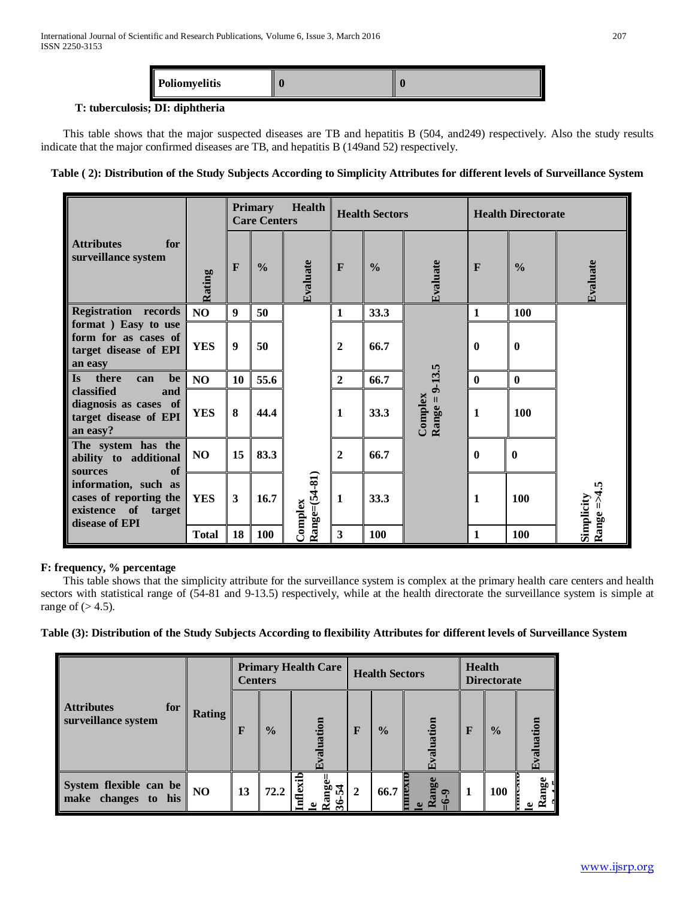| Poliomyelitis | 0 | 0 |
|---|---|---|

**T: tuberculosis; DI: diphtheria**

This table shows that the major suspected diseases are TB and hepatitis B (504, and249) respectively. Also the study results indicate that the major confirmed diseases are TB, and hepatitis B (149and 52) respectively.

**Table ( 2): Distribution of the Study Subjects According to Simplicity Attributes for different levels of Surveillance System**

| Attributes for surveillance system | Rating | Primary Health Care Centers | | | Health Sectors | | | Health Directorate | | |
|---|---|---|---|---|---|---|---|---|---|---|
| | | F | % | Evaluate | F | % | Evaluate | F | % | Evaluate |
| Registration records format ) Easy to use form for as cases of target disease of EPI an easy | NO | 9 | 50 | Complex Range=(54-81) | 1 | 33.3 | Complex Range = 9-13.5 | 1 | 100 | Simplicity Range =>4.5 |
| | YES | 9 | 50 | | 2 | 66.7 | | 0 | 0 | |
| Is there can be classified and diagnosis as cases of target disease of EPI an easy? | NO | 10 | 55.6 | | 2 | 66.7 | | 0 | 0 | |
| | YES | 8 | 44.4 | | 1 | 33.3 | | 1 | 100 | |
| The system has the ability to additional sources of information, such as cases of reporting the existence of target disease of EPI | NO | 15 | 83.3 | | 2 | 66.7 | | 0 | 0 | |
| | YES | 3 | 16.7 | | 1 | 33.3 | | 1 | 100 | |
| | Total | 18 | 100 | | 3 | 100 | | 1 | 100 | |

**F: frequency, % percentage**

This table shows that the simplicity attribute for the surveillance system is complex at the primary health care centers and health sectors with statistical range of (54-81 and 9-13.5) respectively, while at the health directorate the surveillance system is simple at range of (> 4.5).

**Table (3): Distribution of the Study Subjects According to flexibility Attributes for different levels of Surveillance System**

| Attributes for surveillance system | Rating | Primary Health Care Centers | | | Health Sectors | | | Health Directorate | | |
|---|---|---|---|---|---|---|---|---|---|---|
| | | F | % | Evaluation | F | % | Evaluation | F | % | Evaluation |
| System flexible can be make changes to his | NO | 13 | 72.2 | Inflexible Range= 36-54 | 2 | 66.7 | Inflexible Range =6-9 | 1 | 100 | Inflexible Range |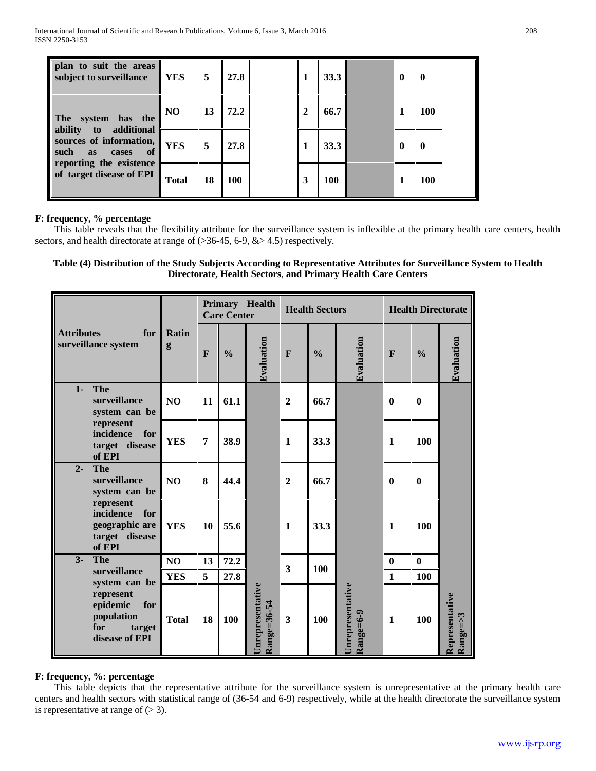| | | | | | | | | | | |
|---|---|---|---|---|---|---|---|---|---|---|
| plan to suit the areas subject to surveillance | YES | 5 | 27.8 | | 1 | 33.3 | | 0 | 0 | |
| The system has the ability to additional sources of information, such as cases of reporting the existence of target disease of EPI | NO | 13 | 72.2 | | 2 | 66.7 | | 1 | 100 | |
| | YES | 5 | 27.8 | | 1 | 33.3 | | 0 | 0 | |
| | Total | 18 | 100 | | 3 | 100 | | 1 | 100 | |

**F: frequency, % percentage**

This table reveals that the flexibility attribute for the surveillance system is inflexible at the primary health care centers, health sectors, and health directorate at range of (>36-45, 6-9, &> 4.5) respectively.

**Table (4) Distribution of the Study Subjects According to Representative Attributes for Surveillance System to Health Directorate, Health Sectors, and Primary Health Care Centers**

| Attributes for surveillance system | Rating | Primary Health Care Center | | | Health Sectors | | | Health Directorate | | |
|---|---|---|---|---|---|---|---|---|---|---|
| | | F | % | Evaluation | F | % | Evaluation | F | % | Evaluation |
| 1- The surveillance system can be represent incidence for target disease of EPI | NO | 11 | 61.1 | Unrepresentative Range=36-54 | 2 | 66.7 | Unrepresentative Range=6-9 | 0 | 0 | Representative Range=>3 |
| | YES | 7 | 38.9 | | 1 | 33.3 | | 1 | 100 | |
| 2- The surveillance system can be represent incidence for geographic are target disease of EPI | NO | 8 | 44.4 | | 2 | 66.7 | | 0 | 0 | |
| | YES | 10 | 55.6 | | 1 | 33.3 | | 1 | 100 | |
| 3- The surveillance system can be represent epidemic for population for target disease of EPI | NO | 13 | 72.2 | | 3 | 100 | | 0 | 0 | |
| | YES | 5 | 27.8 | | | | | 1 | 100 | |
| | Total | 18 | 100 | | 3 | 100 | | 1 | 100 | |

**F: frequency, %: percentage**

This table depicts that the representative attribute for the surveillance system is unrepresentative at the primary health care centers and health sectors with statistical range of (36-54 and 6-9) respectively, while at the health directorate the surveillance system is representative at range of (> 3).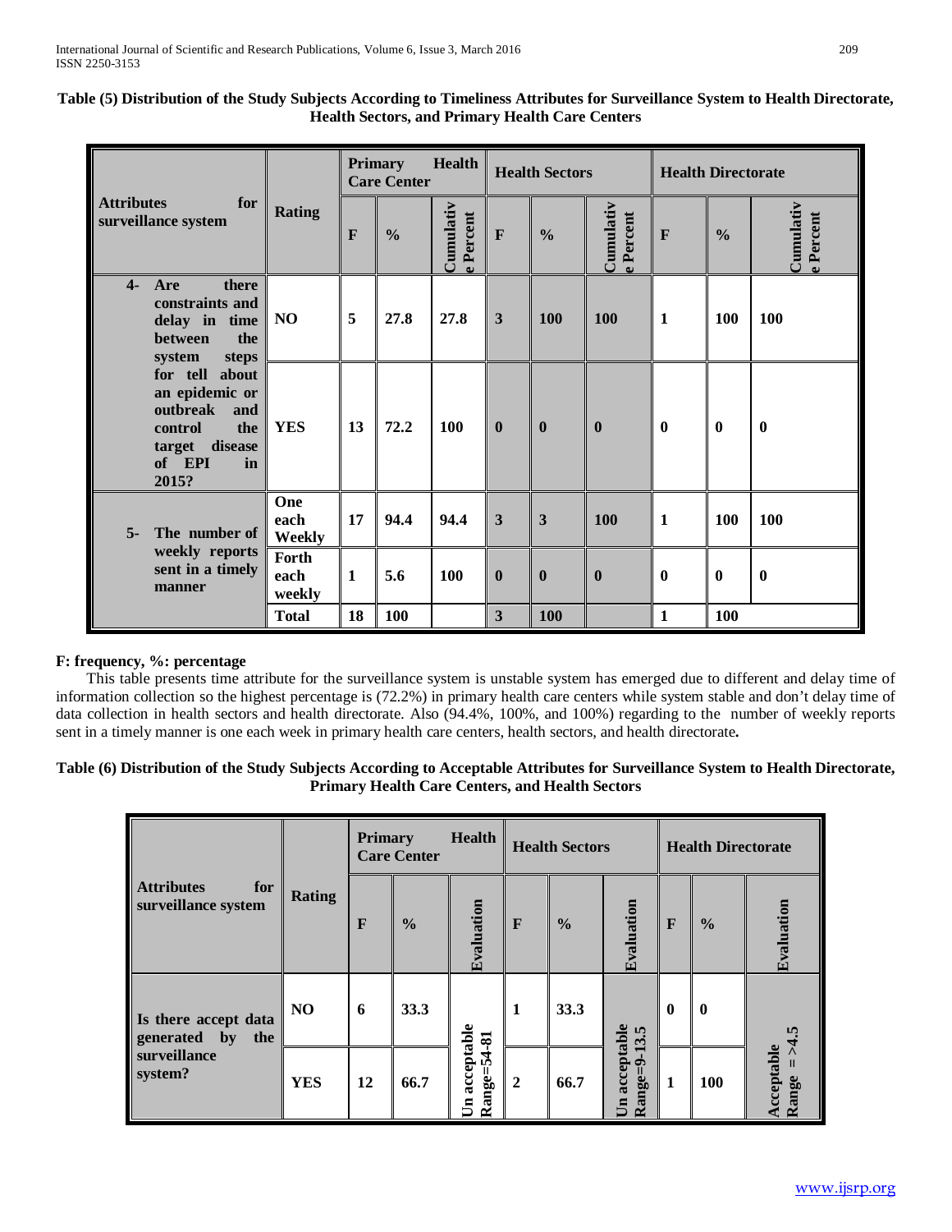**Table (5) Distribution of the Study Subjects According to Timeliness Attributes for Surveillance System to Health Directorate, Health Sectors, and Primary Health Care Centers**

| Attributes for surveillance system | Rating | Primary Health Care Center | | | Health Sectors | | | Health Directorate | | |
|---|---|---|---|---|---|---|---|---|---|---|
| | | F | % | Cumulative Percent | F | % | Cumulative Percent | F | % | Cumulative Percent |
| 4- Are there constraints and delay in time between the system steps for tell about an epidemic or outbreak and control the target disease of EPI in 2015? | NO | 5 | 27.8 | 27.8 | 3 | 100 | 100 | 1 | 100 | 100 |
| | YES | 13 | 72.2 | 100 | 0 | 0 | 0 | 0 | 0 | 0 |
| 5- The number of weekly reports sent in a timely manner | One each Weekly | 17 | 94.4 | 94.4 | 3 | 3 | 100 | 1 | 100 | 100 |
| | Forth each weekly | 1 | 5.6 | 100 | 0 | 0 | 0 | 0 | 0 | 0 |
| | Total | 18 | 100 | | 3 | 100 | | 1 | 100 | |

**F: frequency, %: percentage**

This table presents time attribute for the surveillance system is unstable system has emerged due to different and delay time of information collection so the highest percentage is (72.2%) in primary health care centers while system stable and don't delay time of data collection in health sectors and health directorate. Also (94.4%, 100%, and 100%) regarding to the number of weekly reports sent in a timely manner is one each week in primary health care centers, health sectors, and health directorate**.**

**Table (6) Distribution of the Study Subjects According to Acceptable Attributes for Surveillance System to Health Directorate, Primary Health Care Centers, and Health Sectors**

| Attributes for surveillance system | Rating | Primary Health Care Center | | | Health Sectors | | | Health Directorate | | |
|---|---|---|---|---|---|---|---|---|---|---|
| | | F | % | Evaluation | F | % | Evaluation | F | % | Evaluation |
| Is there accept data generated by the surveillance system? | NO | 6 | 33.3 | Un acceptable Range=54-81 | 1 | 33.3 | Un acceptable Range=9-13.5 | 0 | 0 | Acceptable Range = >4.5 |
| | YES | 12 | 66.7 | | 2 | 66.7 | | 1 | 100 | |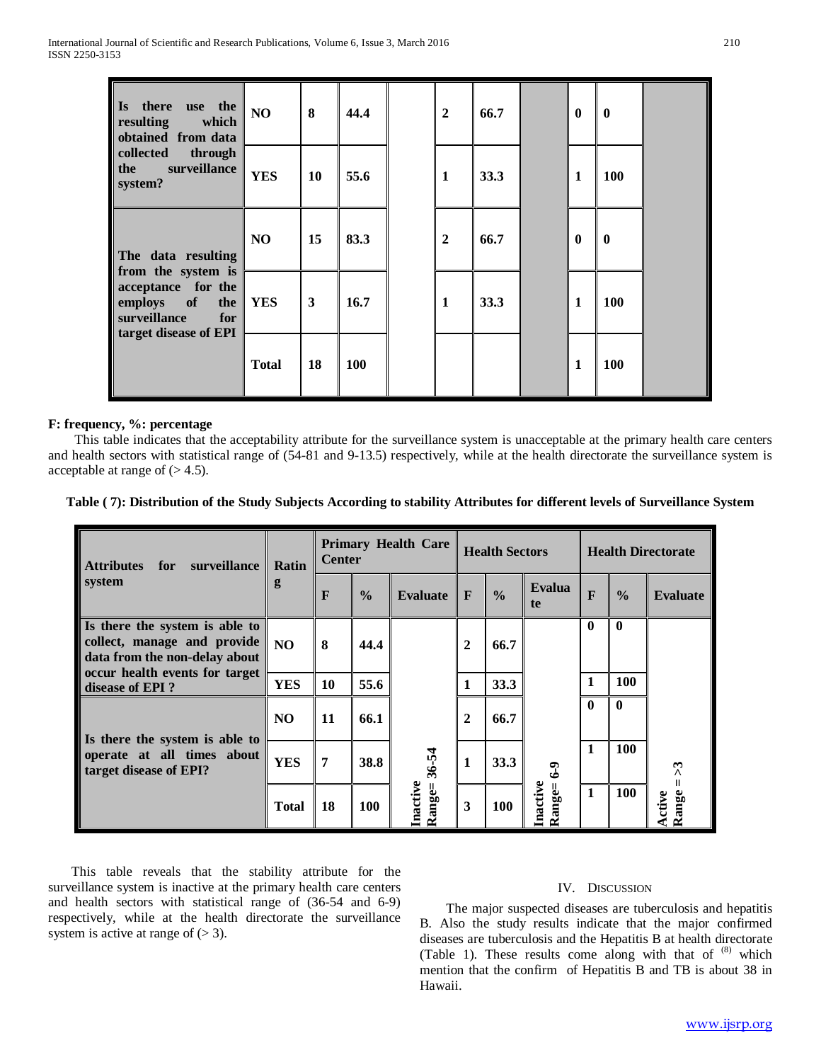| Is there use the resulting which obtained from data collected through the surveillance system? | NO | 8 | 44.4 | | 2 | 66.7 | | 0 | 0 | |
|---|---|---|---|---|---|---|---|---|---|---|
| | YES | 10 | 55.6 | | 1 | 33.3 | | 1 | 100 | |
| The data resulting from the system is acceptance for the employs of the surveillance for target disease of EPI | NO | 15 | 83.3 | | 2 | 66.7 | | 0 | 0 | |
| | YES | 3 | 16.7 | | 1 | 33.3 | | 1 | 100 | |
| | Total | 18 | 100 | | | | | 1 | 100 | |

**F: frequency, %: percentage**

This table indicates that the acceptability attribute for the surveillance system is unacceptable at the primary health care centers and health sectors with statistical range of (54-81 and 9-13.5) respectively, while at the health directorate the surveillance system is acceptable at range of (> 4.5).

**Table ( 7): Distribution of the Study Subjects According to stability Attributes for different levels of Surveillance System**

| Attributes for surveillance system | Rating | Primary Health Care Center | | | Health Sectors | | | Health Directorate | | |
|---|---|---|---|---|---|---|---|---|---|---|
| | | F | % | Evaluate | F | % | Evaluate | F | % | Evaluate |
| Is there the system is able to collect, manage and provide data from the non-delay about occur health events for target disease of EPI ? | NO | 8 | 44.4 | Inactive Range= 36-54 | 2 | 66.7 | Inactive Range= 6-9 | 0 | 0 | Active Range = >3 |
| | YES | 10 | 55.6 | | 1 | 33.3 | | 1 | 100 | |
| Is there the system is able to operate at all times about target disease of EPI? | NO | 11 | 66.1 | | 2 | 66.7 | | 0 | 0 | |
| | YES | 7 | 38.8 | | 1 | 33.3 | | 1 | 100 | |
| | Total | 18 | 100 | | 3 | 100 | | 1 | 100 | |

This table reveals that the stability attribute for the surveillance system is inactive at the primary health care centers and health sectors with statistical range of (36-54 and 6-9) respectively, while at the health directorate the surveillance system is active at range of (> 3).

## IV. Discussion

The major suspected diseases are tuberculosis and hepatitis B. Also the study results indicate that the major confirmed diseases are tuberculosis and the Hepatitis B at health directorate (Table 1). These results come along with that of [8] which mention that the confirm of Hepatitis B and TB is about 38 in Hawaii.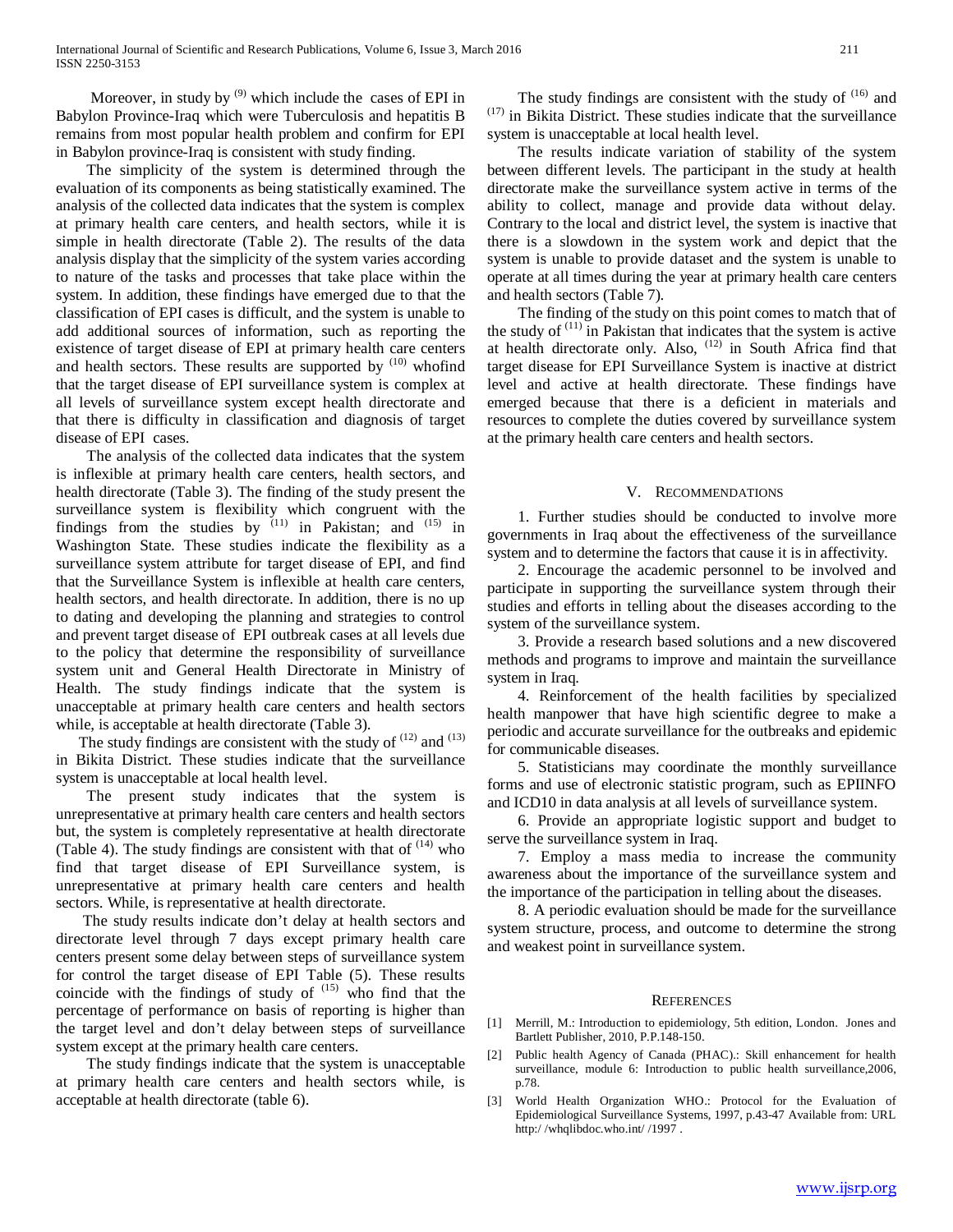Moreover, in study by [9] which include the cases of EPI in Babylon Province-Iraq which were Tuberculosis and hepatitis B remains from most popular health problem and confirm for EPI in Babylon province-Iraq is consistent with study finding.

The simplicity of the system is determined through the evaluation of its components as being statistically examined. The analysis of the collected data indicates that the system is complex at primary health care centers, and health sectors, while it is simple in health directorate (Table 2). The results of the data analysis display that the simplicity of the system varies according to nature of the tasks and processes that take place within the system. In addition, these findings have emerged due to that the classification of EPI cases is difficult, and the system is unable to add additional sources of information, such as reporting the existence of target disease of EPI at primary health care centers and health sectors. These results are supported by [10] whofind that the target disease of EPI surveillance system is complex at all levels of surveillance system except health directorate and that there is difficulty in classification and diagnosis of target disease of EPI cases.

The analysis of the collected data indicates that the system is inflexible at primary health care centers, health sectors, and health directorate (Table 3). The finding of the study present the surveillance system is flexibility which congruent with the findings from the studies by [11] in Pakistan; and [15] in Washington State. These studies indicate the flexibility as a surveillance system attribute for target disease of EPI, and find that the Surveillance System is inflexible at health care centers, health sectors, and health directorate. In addition, there is no up to dating and developing the planning and strategies to control and prevent target disease of EPI outbreak cases at all levels due to the policy that determine the responsibility of surveillance system unit and General Health Directorate in Ministry of Health. The study findings indicate that the system is unacceptable at primary health care centers and health sectors while, is acceptable at health directorate (Table 3).

The study findings are consistent with the study of [12] and [13] in Bikita District. These studies indicate that the surveillance system is unacceptable at local health level.

The present study indicates that the system is unrepresentative at primary health care centers and health sectors but, the system is completely representative at health directorate (Table 4). The study findings are consistent with that of [14] who find that target disease of EPI Surveillance system, is unrepresentative at primary health care centers and health sectors. While, is representative at health directorate.

The study results indicate don't delay at health sectors and directorate level through 7 days except primary health care centers present some delay between steps of surveillance system for control the target disease of study of EPI Table (5). These results coincide with the findings of study of [15] who find that the percentage of performance on basis of reporting is higher than the target level and don't delay between steps of surveillance system except at the primary health care centers.

The study findings indicate that the system is unacceptable at primary health care centers and health sectors while, is acceptable at health directorate (table 6).

The study findings are consistent with the study of [16] and [17] in Bikita District. These studies indicate that the surveillance system is unacceptable at local health level.

The results indicate variation of stability of the system between different levels. The participant in the study at health directorate make the surveillance system active in terms of the ability to collect, manage and provide data without delay. Contrary to the local and district level, the system is inactive that there is a slowdown in the system work and depict that the system is unable to provide dataset and the system is unable to operate at all times during the year at primary health care centers and health sectors (Table 7).

The finding of the study on this point comes to match that of the study of [11] in Pakistan that indicates that the system is active at health directorate only. Also, [12] in South Africa find that target disease for EPI Surveillance System is inactive at district level and active at health directorate. These findings have emerged because that there is a deficient in materials and resources to complete the duties covered by surveillance system at the primary health care centers and health sectors.

## V. Recommendations

1. Further studies should be conducted to involve more governments in Iraq about the effectiveness of the surveillance system and to determine the factors that cause it is in affectivity.
2. Encourage the academic personnel to be involved and participate in supporting the surveillance system through their studies and efforts in telling about the diseases according to the system of the surveillance system.
3. Provide a research based solutions and a new discovered methods and programs to improve and maintain the surveillance system in Iraq.
4. Reinforcement of the health facilities by specialized health manpower that have high scientific degree to make a periodic and accurate surveillance for the outbreaks and epidemic for communicable diseases.
5. Statisticians may coordinate the monthly surveillance forms and use of electronic statistic program, such as EPIINFO and ICD10 in data analysis at all levels of surveillance system.
6. Provide an appropriate logistic support and budget to serve the surveillance system in Iraq.
7. Employ a mass media to increase the community awareness about the importance of the surveillance system and the importance of the participation in telling about the diseases.
8. A periodic evaluation should be made for the surveillance system structure, process, and outcome to determine the strong and weakest point in surveillance system.

## References

[1] Merrill, M.: Introduction to epidemiology, 5th edition, London. Jones and Bartlett Publisher, 2010, P.P.148-150.

[2] Public health Agency of Canada (PHAC).: Skill enhancement for health surveillance, module 6: Introduction to public health surveillance,2006, p.78.

[3] World Health Organization WHO.: Protocol for the Evaluation of Epidemiological Surveillance Systems, 1997, p.43-47 Available from: URL http:/ /whqlibdoc.who.int/ /1997 .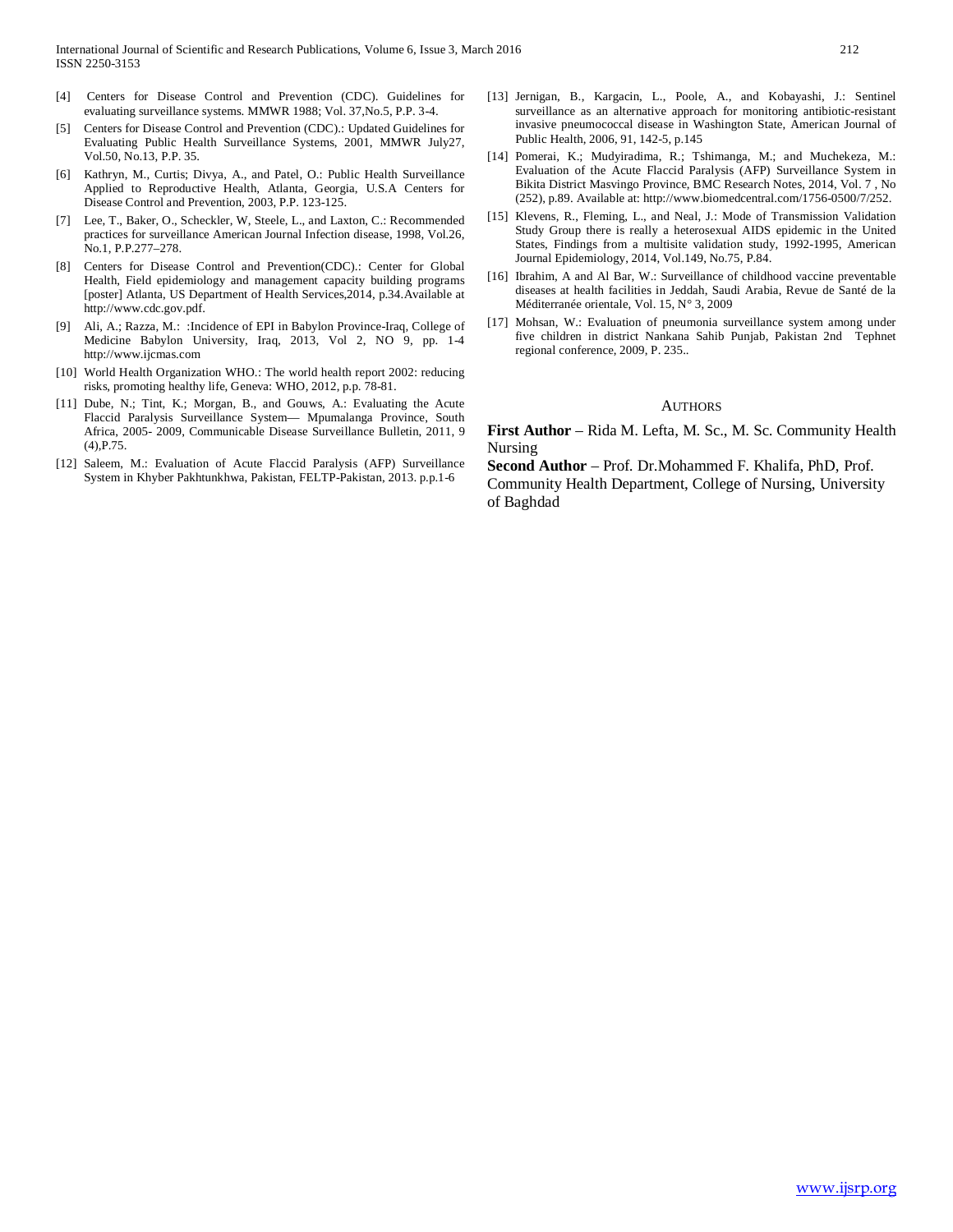[4] Centers for Disease Control and Prevention (CDC). Guidelines for evaluating surveillance systems. MMWR 1988; Vol. 37,No.5, P.P. 3-4.

[5] Centers for Disease Control and Prevention (CDC).: Updated Guidelines for Evaluating Public Health Surveillance Systems, 2001, MMWR July27, Vol.50, No.13, P.P. 35.

[6] Kathryn, M., Curtis; Divya, A., and Patel, O.: Public Health Surveillance Applied to Reproductive Health, Atlanta, Georgia, U.S.A Centers for Disease Control and Prevention, 2003, P.P. 123-125.

[7] Lee, T., Baker, O., Scheckler, W, Steele, L., and Laxton, C.: Recommended practices for surveillance American Journal Infection disease, 1998, Vol.26, No.1, P.P.277–278.

[8] Centers for Disease Control and Prevention(CDC).: Center for Global Health, Field epidemiology and management capacity building programs [poster] Atlanta, US Department of Health Services,2014, p.34.Available at http://www.cdc.gov.pdf.

[9] Ali, A.; Razza, M.: :Incidence of EPI in Babylon Province-Iraq, College of Medicine Babylon University, Iraq, 2013, Vol 2, NO 9, pp. 1-4 http://www.ijcmas.com

[10] World Health Organization WHO.: The world health report 2002: reducing risks, promoting healthy life, Geneva: WHO, 2012, p.p. 78-81.

[11] Dube, N.; Tint, K.; Morgan, B., and Gouws, A.: Evaluating the Acute Flaccid Paralysis Surveillance System— Mpumalanga Province, South Africa, 2005- 2009, Communicable Disease Surveillance Bulletin, 2011, 9 (4),P.75.

[12] Saleem, M.: Evaluation of Acute Flaccid Paralysis (AFP) Surveillance System in Khyber Pakhtunkhwa, Pakistan, FELTP-Pakistan, 2013. p.p.1-6

[13] Jernigan, B., Kargacin, L., Poole, A., and Kobayashi, J.: Sentinel surveillance as an alternative approach for monitoring antibiotic-resistant invasive pneumococcal disease in Washington State, American Journal of Public Health, 2006, 91, 142-5, p.145

[14] Pomerai, K.; Mudyiradima, R.; Tshimanga, M.; and Muchekeza, M.: Evaluation of the Acute Flaccid Paralysis (AFP) Surveillance System in Bikita District Masvingo Province, BMC Research Notes, 2014, Vol. 7 , No (252), p.89. Available at: http://www.biomedcentral.com/1756-0500/7/252.

[15] Klevens, R., Fleming, L., and Neal, J.: Mode of Transmission Validation Study Group there is really a heterosexual AIDS epidemic in the United States, Findings from a multisite validation study, 1992-1995, American Journal Epidemiology, 2014, Vol.149, No.75, P.84.

[16] Ibrahim, A and Al Bar, W.: Surveillance of childhood vaccine preventable diseases at health facilities in Jeddah, Saudi Arabia, Revue de Santé de la Méditerranée orientale, Vol. 15, N° 3, 2009

[17] Mohsan, W.: Evaluation of pneumonia surveillance system among under five children in district Nankana Sahib Punjab, Pakistan 2nd Tephnet regional conference, 2009, P. 235..

## Authors

**First Author** – Rida M. Lefta, M. Sc., M. Sc. Community Health Nursing

**Second Author** – Prof. Dr.Mohammed F. Khalifa, PhD, Prof. Community Health Department, College of Nursing, University of Baghdad